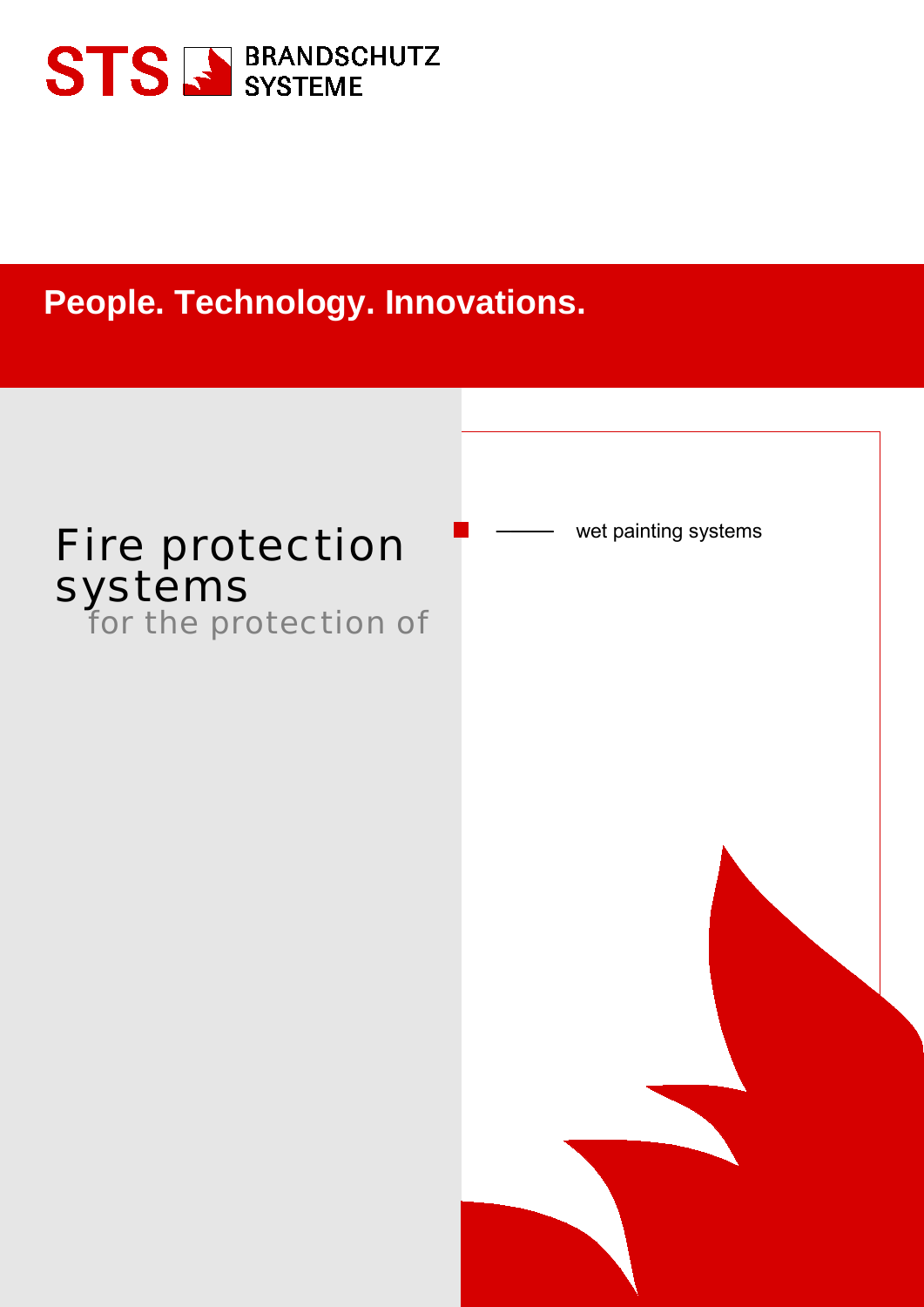STS BRANDSCHUTZ SYSTEME

**People. Technology. Innovations.**

# Fire protection systems

for the protection of

- wet painting systems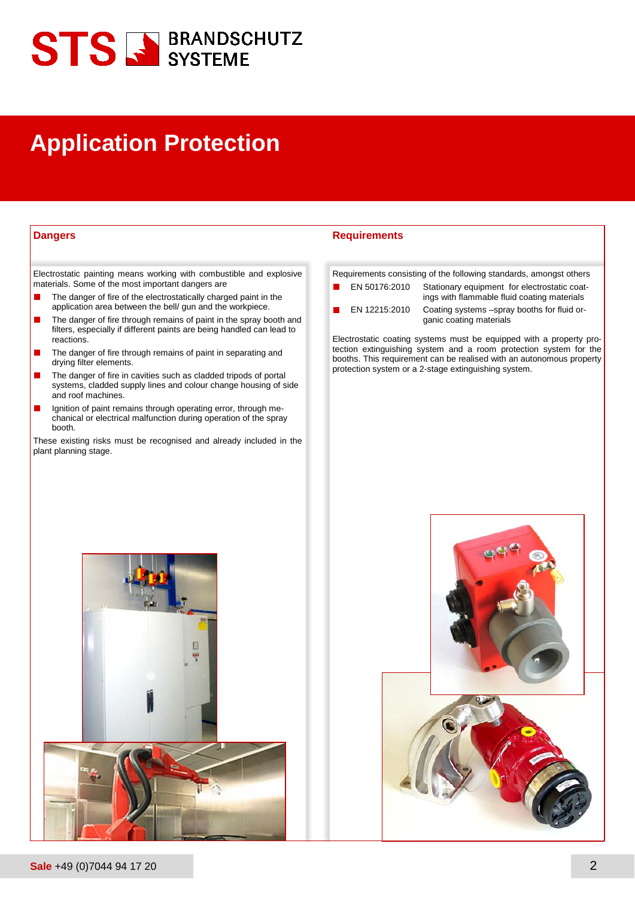# Application Protection

## Dangers

Electrostatic painting means working with combustible and explosive materials. Some of the most important dangers are

- The danger of fire of the electrostatically charged paint in the application area between the bell/ gun and the workpiece.
- The danger of fire through remains of paint in the spray booth and filters, especially if different paints are being handled can lead to reactions.
- The danger of fire through remains of paint in separating and drying filter elements.
- The danger of fire in cavities such as cladded tripods of portal systems, cladded supply lines and colour change housing of side and roof machines.
- Ignition of paint remains through operating error, through mechanical or electrical malfunction during operation of the spray booth.

These existing risks must be recognised and already included in the plant planning stage.

## Requirements

Requirements consisting of the following standards, amongst others

- EN 50176:2010 Stationary equipment for electrostatic coatings with flammable fluid coating materials
- EN 12215:2010 Coating systems –spray booths for fluid organic coating materials

Electrostatic coating systems must be equipped with a property protection extinguishing system and a room protection system for the booths. This requirement can be realised with an autonomous property protection system or a 2-stage extinguishing system.

**Sale** +49 (0)7044 94 17 20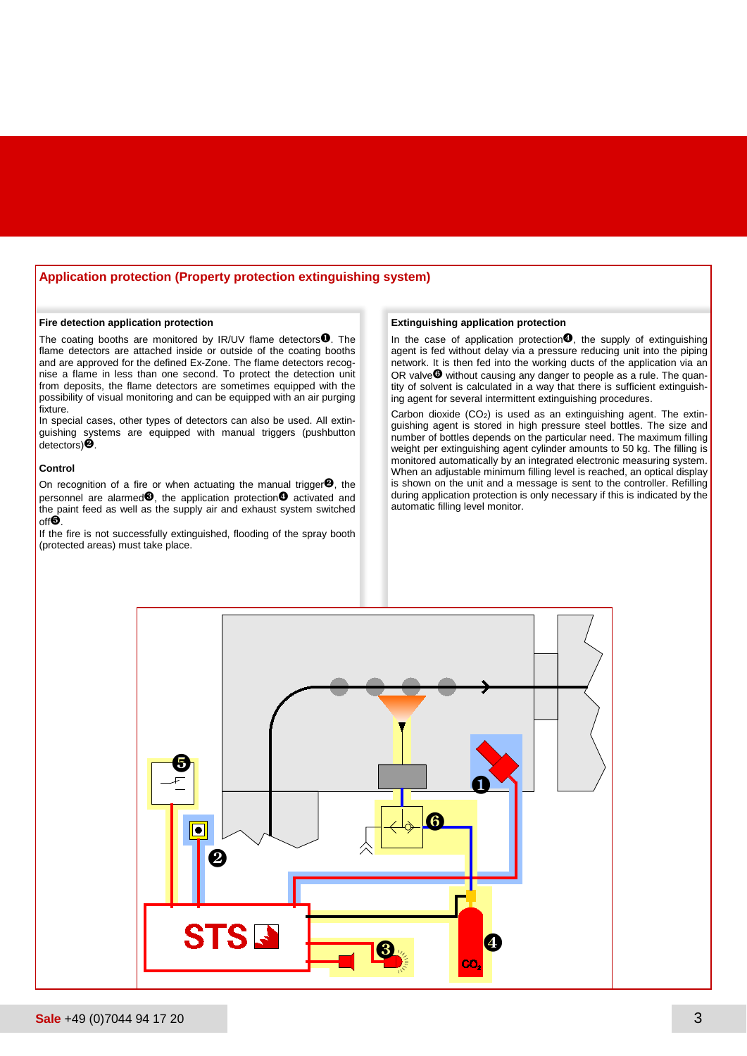## Application protection (Property protection extinguishing system)

### Fire detection application protection

The coating booths are monitored by IR/UV flame detectors❶. The flame detectors are attached inside or outside of the coating booths and are approved for the defined Ex-Zone. The flame detectors recognise a flame in less than one second. To protect the detection unit from deposits, the flame detectors are sometimes equipped with the possibility of visual monitoring and can be equipped with an air purging fixture.

In special cases, other types of detectors can also be used. All extinguishing systems are equipped with manual triggers (pushbutton detectors)❷.

### Control

On recognition of a fire or when actuating the manual trigger❷, the personnel are alarmed❸, the application protection❹ activated and the paint feed as well as the supply air and exhaust system switched off❺.

If the fire is not successfully extinguished, flooding of the spray booth (protected areas) must take place.

### Extinguishing application protection

In the case of application protection❹, the supply of extinguishing agent is fed without delay via a pressure reducing unit into the piping network. It is then fed into the working ducts of the application via an OR valve❻ without causing any danger to people as a rule. The quantity of solvent is calculated in a way that there is sufficient extinguishing agent for several intermittent extinguishing procedures.

Carbon dioxide ($CO_2$) is used as an extinguishing agent. The extinguishing agent is stored in high pressure steel bottles. The size and number of bottles depends on the particular need. The maximum filling weight per extinguishing agent cylinder amounts to 50 kg. The filling is monitored automatically by an integrated electronic measuring system. When an adjustable minimum filling level is reached, an optical display is shown on the unit and a message is sent to the controller. Refilling during application protection is only necessary if this is indicated by the automatic filling level monitor.

**Sale** +49 (0)7044 94 17 20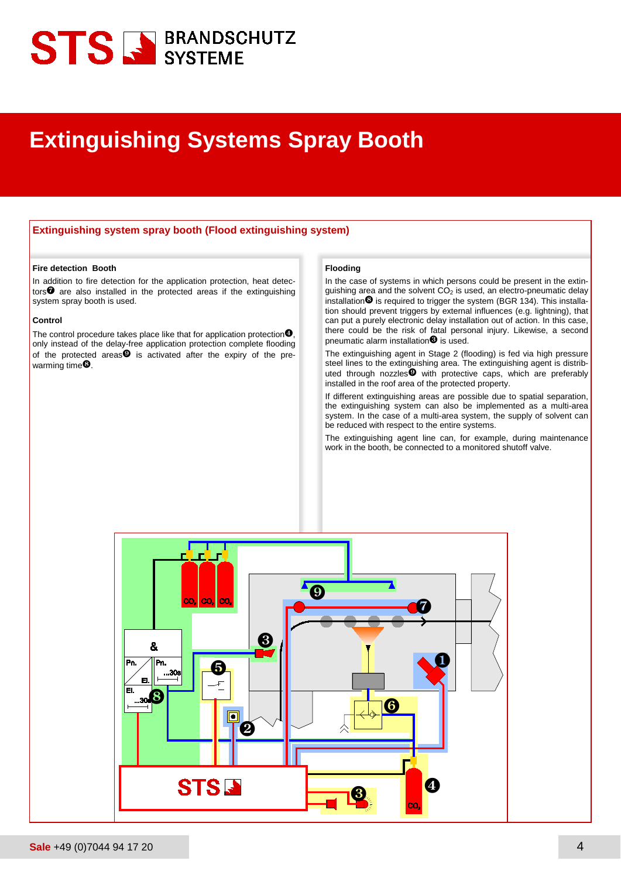# Extinguishing Systems Spray Booth

## Extinguishing system spray booth (Flood extinguishing system)

### Fire detection Booth

In addition to fire detection for the application protection, heat detectors❼ are also installed in the protected areas if the extinguishing system spray booth is used.

### Control

The control procedure takes place like that for application protection❹, only instead of the delay-free application protection complete flooding of the protected areas❾ is activated after the expiry of the pre-warming time❽.

### Flooding

In the case of systems in which persons could be present in the extinguishing area and the solvent $CO_2$ is used, an electro-pneumatic delay installation❽ is required to trigger the system (BGR 134). This installation should prevent triggers by external influences (e.g. lightning), that can put a purely electronic delay installation out of action. In this case, there could be the risk of fatal personal injury. Likewise, a second pneumatic alarm installation❸ is used.

The extinguishing agent in Stage 2 (flooding) is fed via high pressure steel lines to the extinguishing area. The extinguishing agent is distributed through nozzles❾ with protective caps, which are preferably installed in the roof area of the protected property.

If different extinguishing areas are possible due to spatial separation, the extinguishing system can also be implemented as a multi-area system. In the case of a multi-area system, the supply of solvent can be reduced with respect to the entire systems.

The extinguishing agent line can, for example, during maintenance work in the booth, be connected to a monitored shutoff valve.

**Sale** +49 (0)7044 94 17 20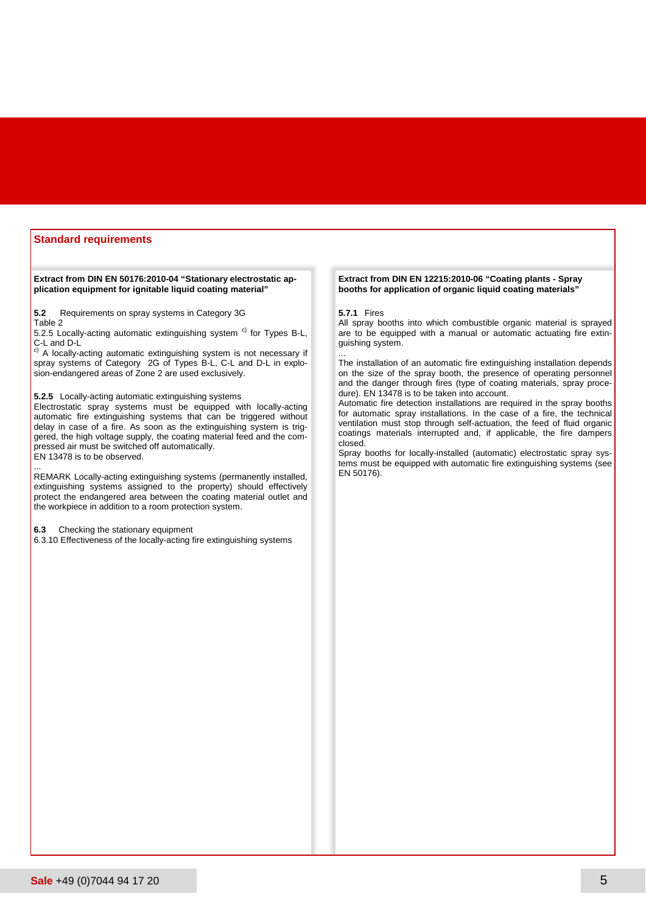## Standard requirements

**Extract from DIN EN 50176:2010-04 "Stationary electrostatic application equipment for ignitable liquid coating material"**

**5.2** Requirements on spray systems in Category 3G
Table 2
5.2.5 Locally-acting automatic extinguishing system [c)] for Types B-L, C-L and D-L
[c)] A locally-acting automatic extinguishing system is not necessary if spray systems of Category 2G of Types B-L, C-L and D-L in explosion-endangered areas of Zone 2 are used exclusively.

**5.2.5** Locally-acting automatic extinguishing systems
Electrostatic spray systems must be equipped with locally-acting automatic fire extinguishing systems that can be triggered without delay in case of a fire. As soon as the extinguishing system is triggered, the high voltage supply, the coating material feed and the compressed air must be switched off automatically.
EN 13478 is to be observed.
...
REMARK Locally-acting extinguishing systems (permanently installed, extinguishing systems assigned to the property) should effectively protect the endangered area between the coating material outlet and the workpiece in addition to a room protection system.

**6.3** Checking the stationary equipment
6.3.10 Effectiveness of the locally-acting fire extinguishing systems

**Extract from DIN EN 12215:2010-06 "Coating plants - Spray booths for application of organic liquid coating materials"**

**5.7.1** Fires
All spray booths into which combustible organic material is sprayed are to be equipped with a manual or automatic actuating fire extinguishing system.
...
The installation of an automatic fire extinguishing installation depends on the size of the spray booth, the presence of operating personnel and the danger through fires (type of coating materials, spray procedure). EN 13478 is to be taken into account.
Automatic fire detection installations are required in the spray booths for automatic spray installations. In the case of a fire, the technical ventilation must stop through self-actuation, the feed of fluid organic coatings materials interrupted and, if applicable, the fire dampers closed.
Spray booths for locally-installed (automatic) electrostatic spray systems must be equipped with automatic fire extinguishing systems (see EN 50176).

**Sale** +49 (0)7044 94 17 20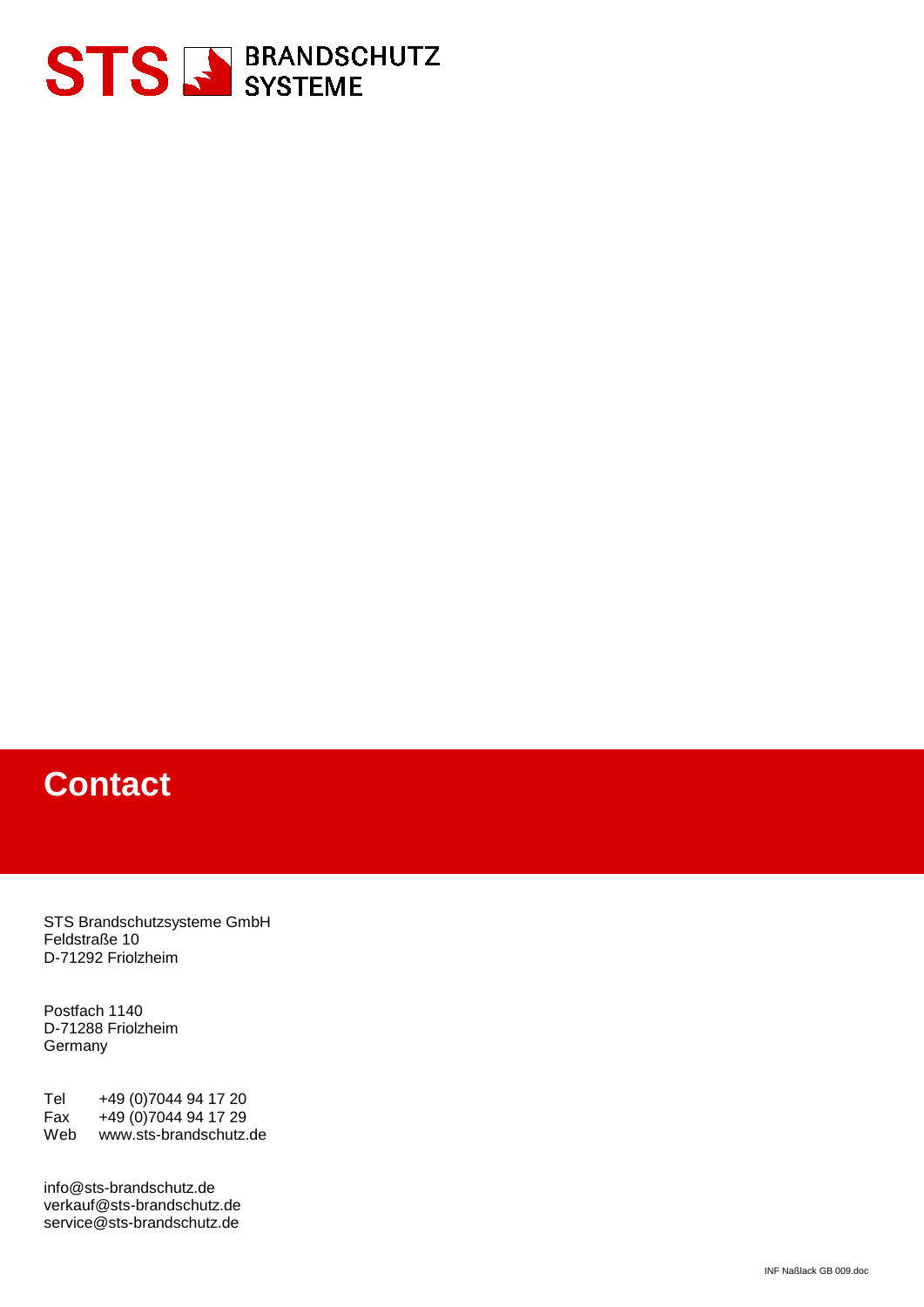# Contact

STS Brandschutzsysteme GmbH
Feldstraße 10
D-71292 Friolzheim

Postfach 1140
D-71288 Friolzheim
Germany

Tel +49 (0)7044 94 17 20
Fax +49 (0)7044 94 17 29
Web www.sts-brandschutz.de

info@sts-brandschutz.de
verkauf@sts-brandschutz.de
service@sts-brandschutz.de